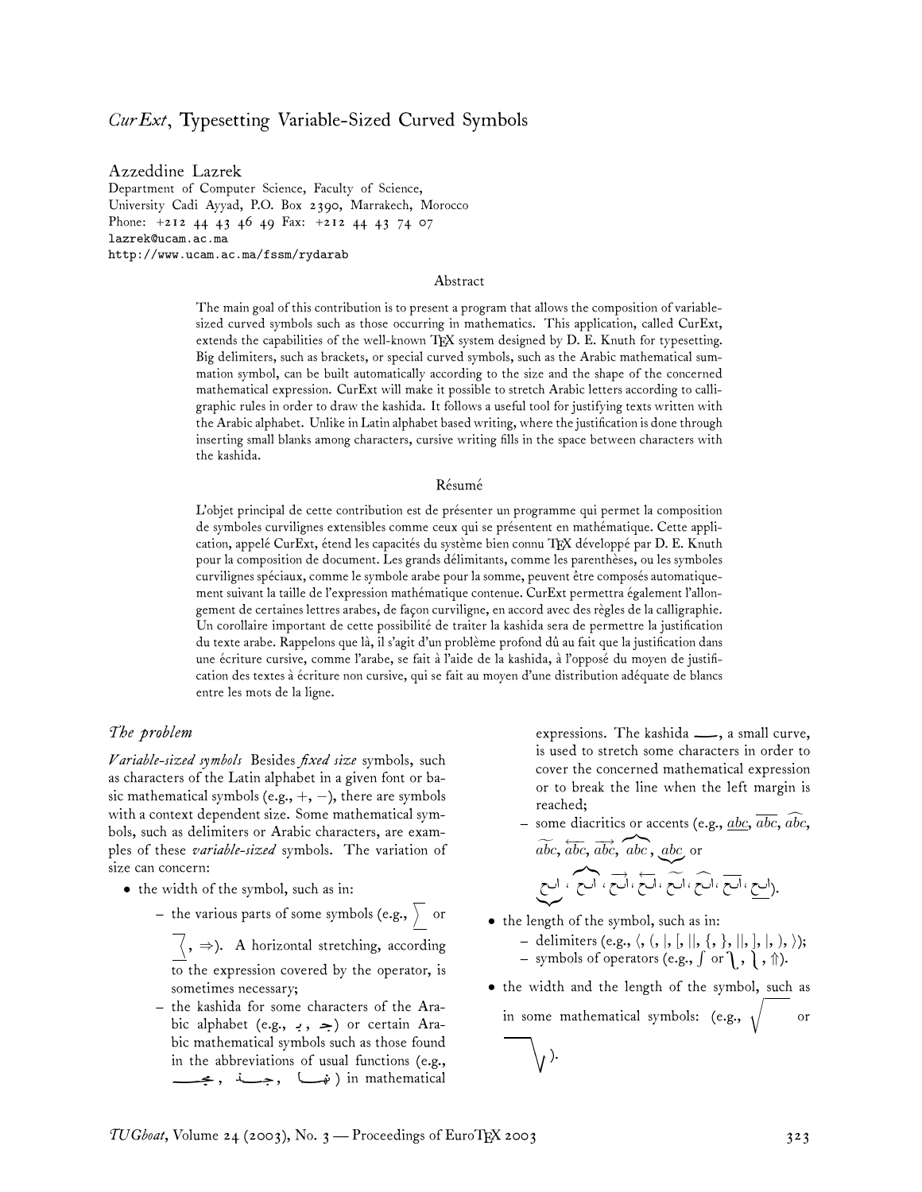# *CurExt*, Typesetting Variable-Sized Curved Symbols

Azzeddine Lazrek
Department of Computer Science, Faculty of Science,
University Cadi Ayyad, P.O. Box 2390, Marrakech, Morocco
Phone: +212 44 43 46 49 Fax: +212 44 43 74 07
lazrek@ucam.ac.ma
http://www.ucam.ac.ma/fssm/rydarab

## Abstract

The main goal of this contribution is to present a program that allows the composition of variable-sized curved symbols such as those occurring in mathematics. This application, called CurExt, extends the capabilities of the well-known TEX system designed by D. E. Knuth for typesetting. Big delimiters, such as brackets, or special curved symbols, such as the Arabic mathematical summation symbol, can be built automatically according to the size and the shape of the concerned mathematical expression. CurExt will make it possible to stretch Arabic letters according to calligraphic rules in order to draw the kashida. It follows a useful tool for justifying texts written with the Arabic alphabet. Unlike in Latin alphabet based writing, where the justification is done through inserting small blanks among characters, cursive writing fills in the space between characters with the kashida.

## Résumé

L'objet principal de cette contribution est de présenter un programme qui permet la composition de symboles curvilignes extensibles comme ceux qui se présentent en mathématique. Cette application, appelé CurExt, étend les capacités du système bien connu TEX développé par D. E. Knuth pour la composition de document. Les grands délimitants, comme les parenthèses, ou les symboles curvilignes spéciaux, comme le symbole arabe pour la somme, peuvent être composés automatiquement suivant la taille de l'expression mathématique contenue. CurExt permettra également l'allongement de certaines lettres arabes, de façon curviligne, en accord avec des règles de la calligraphie. Un corollaire important de cette possibilité de traiter la kashida sera de permettre la justification du texte arabe. Rappelons que là, il s'agit d'un problème profond dû au fait que la justification dans une écriture cursive, comme l'arabe, se fait à l'aide de la kashida, à l'opposé du moyen de justification des textes à écriture non cursive, qui se fait au moyen d'une distribution adéquate de blancs entre les mots de la ligne.

## *The problem*

***Variable-sized symbols*** Besides *fixed size* symbols, such as characters of the Latin alphabet in a given font or basic mathematical symbols (e.g., $+$, $-$), there are symbols with a context dependent size. Some mathematical symbols, such as delimiters or Arabic characters, are examples of these *variable-sized* symbols. The variation of size can concern:

- the width of the symbol, such as in:
  - the various parts of some symbols (e.g., ∑ or ⅀, $\Rightarrow$). A horizontal stretching, according to the expression covered by the operator, is sometimes necessary;
  - the kashida for some characters of the Arabic alphabet (e.g., ـبـ , ـجـ) or certain Arabic mathematical symbols such as those found in the abbreviations of usual functions (e.g., جـــا , جـــتا , ظـــا) in mathematical expressions. The kashida ـــ, a small curve, is used to stretch some characters in order to cover the concerned mathematical expression or to break the line when the left margin is reached;
  - some diacritics or accents (e.g., $\underline{abc}$, $\overline{abc}$, $\widehat{abc}$, $\widetilde{abc}$, $\overleftarrow{abc}$, $\overrightarrow{abc}$, $\overbrace{abc}$, $\underbrace{abc}$ or احـ ، احـ ، احـ ، احـ ، احـ ، احـ ، احـ ، احـ).
- the length of the symbol, such as in:
  - delimiters (e.g., $\langle$, (, |, [, $\|$, \{, \}, $\|$, ], |, ), $\rangle$);
  - symbols of operators (e.g., $\int$ or ⌠, ⌡, $\Uparrow$).
- the width and the length of the symbol, such as in some mathematical symbols: (e.g., $\sqrt{\phantom{xx}}$ or ⎯√ ).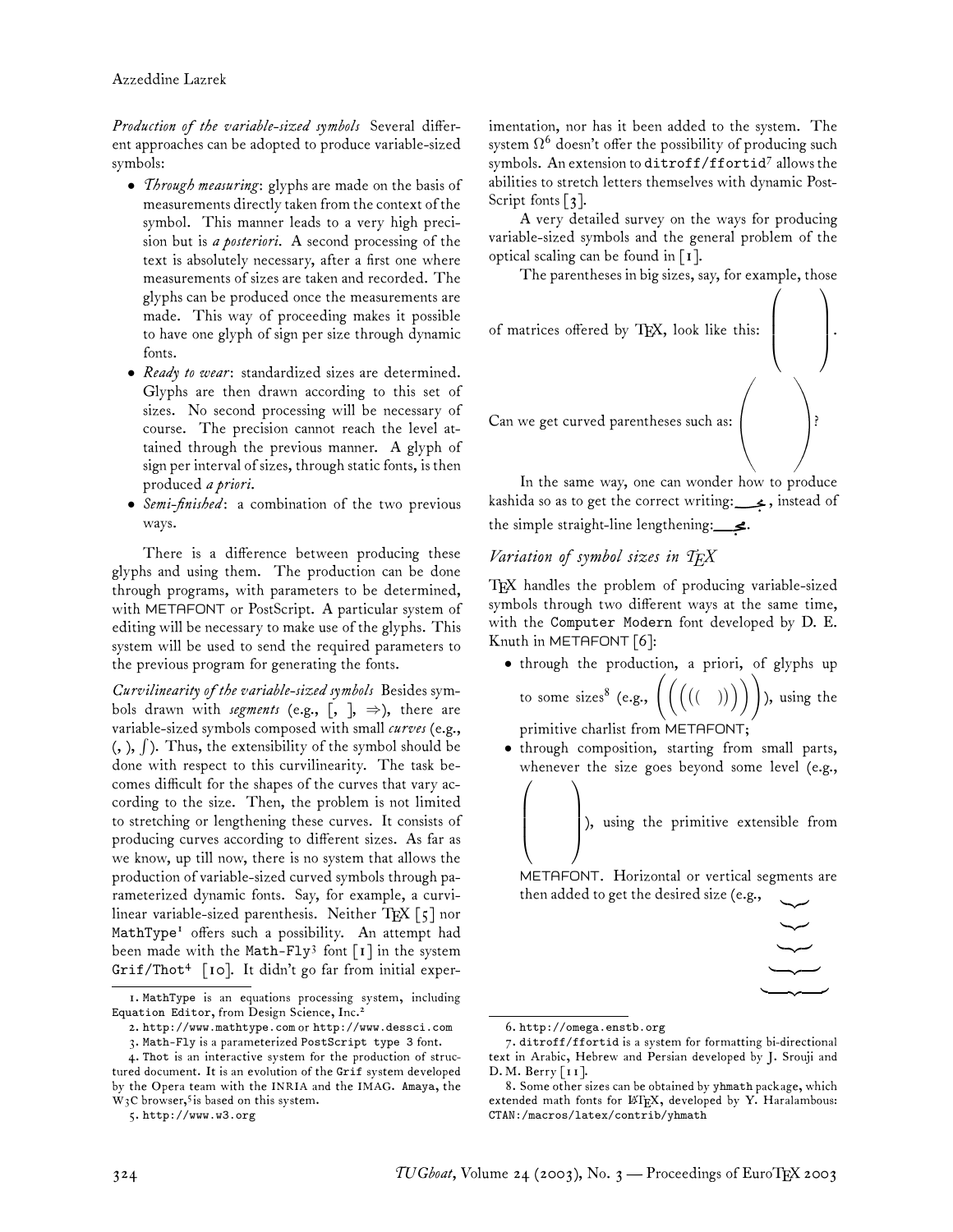*Production of the variable-sized symbols* Several different approaches can be adopted to produce variable-sized symbols:

- *Through measuring*: glyphs are made on the basis of measurements directly taken from the context of the symbol. This manner leads to a very high precision but is *a posteriori*. A second processing of the text is absolutely necessary, after a first one where measurements of sizes are taken and recorded. The glyphs can be produced once the measurements are made. This way of proceeding makes it possible to have one glyph of sign per size through dynamic fonts.
- *Ready to wear*: standardized sizes are determined. Glyphs are then drawn according to this set of sizes. No second processing will be necessary of course. The precision cannot reach the level attained through the previous manner. A glyph of sign per interval of sizes, through static fonts, is then produced *a priori*.
- *Semi-finished*: a combination of the two previous ways.

There is a difference between producing these glyphs and using them. The production can be done through programs, with parameters to be determined, with METAFONT or PostScript. A particular system of editing will be necessary to make use of the glyphs. This system will be used to send the required parameters to the previous program for generating the fonts.

*Curvilinearity of the variable-sized symbols* Besides symbols drawn with *segments* (e.g., [, ], $\Rightarrow$), there are variable-sized symbols composed with small *curves* (e.g., (, ), $\int$). Thus, the extensibility of the symbol should be done with respect to this curvilinearity. The task becomes difficult for the shapes of the curves that vary according to the size. Then, the problem is not limited to stretching or lengthening these curves. It consists of producing curves according to different sizes. As far as we know, up till now, there is no system that allows the production of variable-sized curved symbols through parameterized dynamic fonts. Say, for example, a curvilinear variable-sized parenthesis. Neither TeX [5] nor MathType[1] offers such a possibility. An attempt had been made with the Math-Fly[3] font [1] in the system Grif/Thot[4] [10]. It didn't go far from initial experimentation, nor has it been added to the system. The system $\Omega$[6] doesn't offer the possibility of producing such symbols. An extension to ditroff/ffortid[7] allows the abilities to stretch letters themselves with dynamic PostScript fonts [3].

A very detailed survey on the ways for producing variable-sized symbols and the general problem of the optical scaling can be found in [1].

The parentheses in big sizes, say, for example, those of matrices offered by TeX, look like this: $\left(\vphantom{\begin{matrix}a\\b\\c\\d\end{matrix}}\qquad\right)$.

Can we get curved parentheses such as: ( )?

In the same way, one can wonder how to produce kashida so as to get the correct writing: ـــــجـ, instead of the simple straight-line lengthening: ـــــجـ.

## *Variation of symbol sizes in TeX*

TeX handles the problem of producing variable-sized symbols through two different ways at the same time, with the Computer Modern font developed by D. E. Knuth in METAFONT [6]:

- through the production, a priori, of glyphs up to some sizes[8] (e.g., $\Bigg(\bigg(\Big(\big((\quad)\big)\Big)\bigg)\Bigg)$), using the primitive charlist from METAFONT;
- through composition, starting from small parts, whenever the size goes beyond some level (e.g., $\left(\vphantom{\begin{matrix}a\\b\\c\\d\\e\end{matrix}}\qquad\right)$), using the primitive extensible from METAFONT. Horizontal or vertical segments are then added to get the desired size (e.g., $\underbrace{\quad}$ $\underbrace{\qquad}$ $\underbrace{\qquad\quad}$ $\underbrace{\qquad\qquad}$

---

1. MathType is an equations processing system, including Equation Editor, from Design Science, Inc.[2]
2. http://www.mathtype.com or http://www.dessci.com
3. Math-Fly is a parameterized PostScript type 3 font.
4. Thot is an interactive system for the production of structured document. It is an evolution of the Grif system developed by the Opera team with the INRIA and the IMAG. Amaya, the W3C browser,[5] is based on this system.
5. http://www.w3.org
6. http://omega.enstb.org
7. ditroff/ffortid is a system for formatting bi-directional text in Arabic, Hebrew and Persian developed by J. Srouji and D. M. Berry [11].
8. Some other sizes can be obtained by yhmath package, which extended math fonts for LaTeX, developed by Y. Haralambous: CTAN:/macros/latex/contrib/yhmath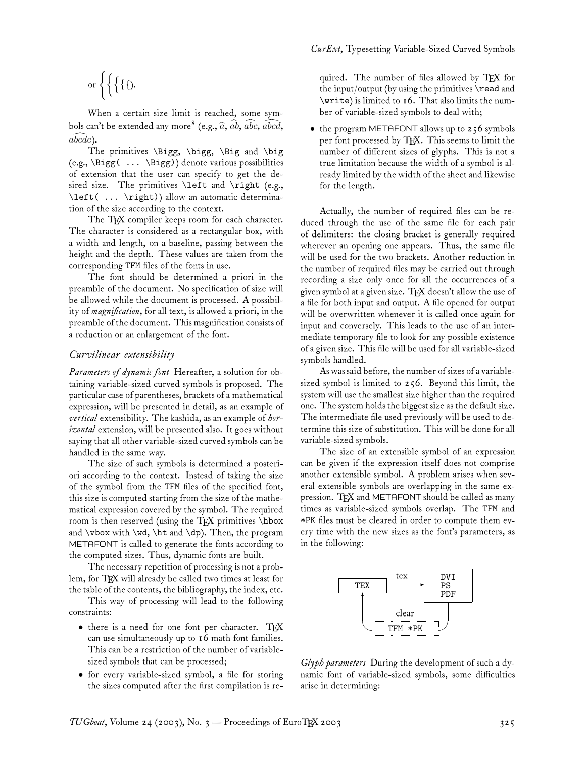or $\left\{\left\{\left\{\{\{\}\right.\right.\right.$.

When a certain size limit is reached, some symbols can't be extended any more[8] (e.g., $\widehat{a}$, $\widehat{ab}$, $\widehat{abc}$, $\widehat{abcd}$, $\widehat{abcde}$).

The primitives `\Bigg`, `\bigg`, `\Big` and `\big` (e.g., `\Bigg( ... \Bigg)`) denote various possibilities of extension that the user can specify to get the desired size. The primitives `\left` and `\right` (e.g., `\left( ... \right)`) allow an automatic determination of the size according to the context.

The TeX compiler keeps room for each character. The character is considered as a rectangular box, with a width and length, on a baseline, passing between the height and the depth. These values are taken from the corresponding TFM files of the fonts in use.

The font should be determined a priori in the preamble of the document. No specification of size will be allowed while the document is processed. A possibility of *magnification*, for all text, is allowed a priori, in the preamble of the document. This magnification consists of a reduction or an enlargement of the font.

## *Curvilinear extensibility*

*Parameters of dynamic font* Hereafter, a solution for obtaining variable-sized curved symbols is proposed. The particular case of parentheses, brackets of a mathematical expression, will be presented in detail, as an example of *vertical* extensibility. The kashida, as an example of *horizontal* extension, will be presented also. It goes without saying that all other variable-sized curved symbols can be handled in the same way.

The size of such symbols is determined a posteriori according to the context. Instead of taking the size of the symbol from the TFM files of the specified font, this size is computed starting from the size of the mathematical expression covered by the symbol. The required room is then reserved (using the TeX primitives `\hbox` and `\vbox` with `\wd`, `\ht` and `\dp`). Then, the program METAFONT is called to generate the fonts according to the computed sizes. Thus, dynamic fonts are built.

The necessary repetition of processing is not a problem, for TeX will already be called two times at least for the table of the contents, the bibliography, the index, etc.

This way of processing will lead to the following constraints:

- there is a need for one font per character. TeX can use simultaneously up to 16 math font families. This can be a restriction of the number of variable-sized symbols that can be processed;
- for every variable-sized symbol, a file for storing the sizes computed after the first compilation is required. The number of files allowed by TeX for the input/output (by using the primitives `\read` and `\write`) is limited to 16. That also limits the number of variable-sized symbols to deal with;
- the program METAFONT allows up to 256 symbols per font processed by TeX. This seems to limit the number of different sizes of glyphs. This is not a true limitation because the width of a symbol is already limited by the width of the sheet and likewise for the length.

Actually, the number of required files can be reduced through the use of the same file for each pair of delimiters: the closing bracket is generally required wherever an opening one appears. Thus, the same file will be used for the two brackets. Another reduction in the number of required files may be carried out through recording a size only once for all the occurrences of a given symbol at a given size. TeX doesn't allow the use of a file for both input and output. A file opened for output will be overwritten whenever it is called once again for input and conversely. This leads to the use of an intermediate temporary file to look for any possible existence of a given size. This file will be used for all variable-sized symbols handled.

As was said before, the number of sizes of a variable-sized symbol is limited to 256. Beyond this limit, the system will use the smallest size higher than the required one. The system holds the biggest size as the default size. The intermediate file used previously will be used to determine this size of substitution. This will be done for all variable-sized symbols.

The size of an extensible symbol of an expression can be given if the expression itself does not comprise another extensible symbol. A problem arises when several extensible symbols are overlapping in the same expression. TeX and METAFONT should be called as many times as variable-sized symbols overlap. The TFM and *PK files must be cleared in order to compute them every time with the new sizes as the font's parameters, as in the following:

```
          tex
  TEX  --------->  DVI
   ^               PS
   |               PDF
   |    clear       |
   +--- TFM *PK <---+
```

*Glyph parameters* During the development of such a dynamic font of variable-sized symbols, some difficulties arise in determining: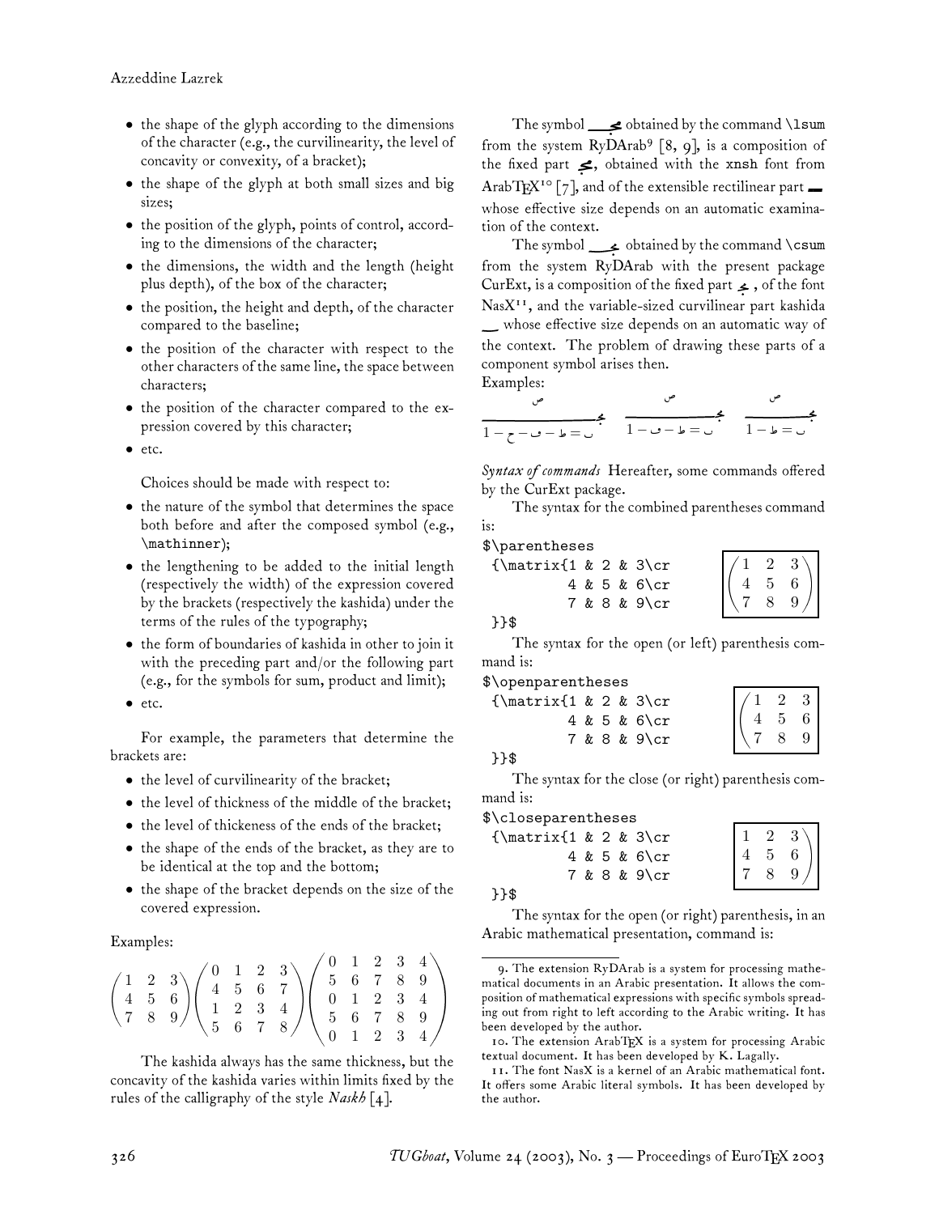- the shape of the glyph according to the dimensions of the character (e.g., the curvilinearity, the level of concavity or convexity, of a bracket);
- the shape of the glyph at both small sizes and big sizes;
- the position of the glyph, points of control, according to the dimensions of the character;
- the dimensions, the width and the length (height plus depth), of the box of the character;
- the position, the height and depth, of the character compared to the baseline;
- the position of the character with respect to the other characters of the same line, the space between characters;
- the position of the character compared to the expression covered by this character;
- etc.

Choices should be made with respect to:

- the nature of the symbol that determines the space both before and after the composed symbol (e.g., \mathinner);
- the lengthening to be added to the initial length (respectively the width) of the expression covered by the brackets (respectively the kashida) under the terms of the rules of the typography;
- the form of boundaries of kashida in other to join it with the preceding part and/or the following part (e.g., for the symbols for sum, product and limit);
- etc.

For example, the parameters that determine the brackets are:

- the level of curvilinearity of the bracket;
- the level of thickness of the middle of the bracket;
- the level of thickeness of the ends of the bracket;
- the shape of the ends of the bracket, as they are to be identical at the top and the bottom;
- the shape of the bracket depends on the size of the covered expression.

Examples:

$$\begin{pmatrix} 1 & 2 & 3 \\ 4 & 5 & 6 \\ 7 & 8 & 9 \end{pmatrix} \begin{pmatrix} 0 & 1 & 2 & 3 \\ 4 & 5 & 6 & 7 \\ 1 & 2 & 3 & 4 \\ 5 & 6 & 7 & 8 \end{pmatrix} \begin{pmatrix} 0 & 1 & 2 & 3 & 4 \\ 5 & 6 & 7 & 8 & 9 \\ 0 & 1 & 2 & 3 & 4 \\ 5 & 6 & 7 & 8 & 9 \\ 0 & 1 & 2 & 3 & 4 \end{pmatrix}$$

The kashida always has the same thickness, but the concavity of the kashida varies within limits fixed by the rules of the calligraphy of the style *Naskh* [4].

The symbol obtained by the command \lsum from the system RyDArab[9] [8, 9], is a composition of the fixed part, obtained with the xnsh font from ArabTEX[10] [7], and of the extensible rectilinear part whose effective size depends on an automatic examination of the context.

The symbol obtained by the command \csum from the system RyDArab with the present package CurExt, is a composition of the fixed part, of the font NasX[11], and the variable-sized curvilinear part kashida whose effective size depends on an automatic way of the context. The problem of drawing these parts of a component symbol arises then.

Examples:

*Syntax of commands* Hereafter, some commands offered by the CurExt package.

The syntax for the combined parentheses command is:

```
$\parentheses
 {\matrix{1 & 2 & 3\cr
          4 & 5 & 6\cr
          7 & 8 & 9\cr
 }}$
```

$$\begin{pmatrix} 1 & 2 & 3 \\ 4 & 5 & 6 \\ 7 & 8 & 9 \end{pmatrix}$$

The syntax for the open (or left) parenthesis command is:

```
$\openparentheses
 {\matrix{1 & 2 & 3\cr
          4 & 5 & 6\cr
          7 & 8 & 9\cr
 }}$
```

$$\left( \begin{matrix} 1 & 2 & 3 \\ 4 & 5 & 6 \\ 7 & 8 & 9 \end{matrix} \right.$$

The syntax for the close (or right) parenthesis command is:

```
$\closeparentheses
 {\matrix{1 & 2 & 3\cr
          4 & 5 & 6\cr
          7 & 8 & 9\cr
 }}$
```

$$\left. \begin{matrix} 1 & 2 & 3 \\ 4 & 5 & 6 \\ 7 & 8 & 9 \end{matrix} \right)$$

The syntax for the open (or right) parenthesis, in an Arabic mathematical presentation, command is:

---

9. The extension RyDArab is a system for processing mathematical documents in an Arabic presentation. It allows the composition of mathematical expressions with specific symbols spreading out from right to left according to the Arabic writing. It has been developed by the author.

10. The extension ArabTEX is a system for processing Arabic textual document. It has been developed by K. Lagally.

11. The font NasX is a kernel of an Arabic mathematical font. It offers some Arabic literal symbols. It has been developed by the author.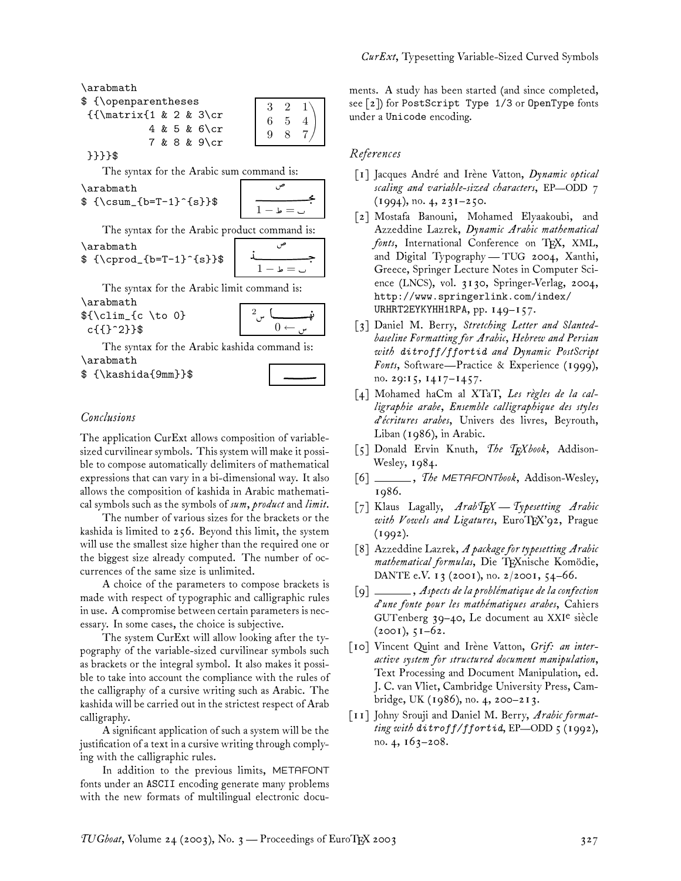```
\arabmath
$ {\openparentheses
 {{\matrix{1 & 2 & 3\cr
           4 & 5 & 6\cr
           7 & 8 & 9\cr
 }}}}$
```

$$\left.\begin{matrix} 3 & 2 & 1 \\ 6 & 5 & 4 \\ 9 & 8 & 7 \end{matrix}\right)$$

The syntax for the Arabic sum command is:

```
\arabmath
$ {\csum_{b=T-1}^{s}}$
```

The syntax for the Arabic product command is:

```
\arabmath
$ {\cprod_{b=T-1}^{s}}$
```

The syntax for the Arabic limit command is:

```
\arabmath
${\clim_{c \to 0}
 c{{}^2}}$
```

The syntax for the Arabic kashida command is:

```
\arabmath
$ {\kashida{9mm}}$
```

## Conclusions

The application CurExt allows composition of variable-sized curvilinear symbols. This system will make it possible to compose automatically delimiters of mathematical expressions that can vary in a bi-dimensional way. It also allows the composition of kashida in Arabic mathematical symbols such as the symbols of *sum*, *product* and *limit*.

The number of various sizes for the brackets or the kashida is limited to 256. Beyond this limit, the system will use the smallest size higher than the required one or the biggest size already computed. The number of occurrences of the same size is unlimited.

A choice of the parameters to compose brackets is made with respect of typographic and calligraphic rules in use. A compromise between certain parameters is necessary. In some cases, the choice is subjective.

The system CurExt will allow looking after the typography of the variable-sized curvilinear symbols such as brackets or the integral symbol. It also makes it possible to take into account the compliance with the rules of the calligraphy of a cursive writing such as Arabic. The kashida will be carried out in the strictest respect of Arab calligraphy.

A significant application of such a system will be the justification of a text in a cursive writing through complying with the calligraphic rules.

In addition to the previous limits, METAFONT fonts under an ASCII encoding generate many problems with the new formats of multilingual electronic documents. A study has been started (and since completed, see [2]) for PostScript Type 1/3 or OpenType fonts under a Unicode encoding.

## References

[1] Jacques André and Irène Vatton, *Dynamic optical scaling and variable-sized characters*, EP—ODD 7 (1994), no. 4, 231–250.

[2] Mostafa Banouni, Mohamed Elyaakoubi, and Azzeddine Lazrek, *Dynamic Arabic mathematical fonts*, International Conference on TEX, XML, and Digital Typography — TUG 2004, Xanthi, Greece, Springer Lecture Notes in Computer Science (LNCS), vol. 3130, Springer-Verlag, 2004, http://www.springerlink.com/index/URHRT2EYKYHH1RPA, pp. 149–157.

[3] Daniel M. Berry, *Stretching Letter and Slanted-baseline Formatting for Arabic, Hebrew and Persian with ditroff/ffortid and Dynamic PostScript Fonts*, Software—Practice & Experience (1999), no. 29:15, 1417–1457.

[4] Mohamed haCm al XTaT, *Les règles de la calligraphie arabe, Ensemble calligraphique des styles d'écritures arabes*, Univers des livres, Beyrouth, Liban (1986), in Arabic.

[5] Donald Ervin Knuth, *The TEXbook*, Addison-Wesley, 1984.

[6] ———, *The METAFONTbook*, Addison-Wesley, 1986.

[7] Klaus Lagally, *ArabTEX — Typesetting Arabic with Vowels and Ligatures*, EuroTEX'92, Prague (1992).

[8] Azzeddine Lazrek, *A package for typesetting Arabic mathematical formulas*, Die TEXnische Komödie, DANTE e.V. 13 (2001), no. 2/2001, 54–66.

[9] ———, *Aspects de la problématique de la confection d'une fonte pour les mathématiques arabes*, Cahiers GUTenberg 39–40, Le document au XXIe siècle (2001), 51–62.

[10] Vincent Quint and Irène Vatton, *Grif: an interactive system for structured document manipulation*, Text Processing and Document Manipulation, ed. J. C. van Vliet, Cambridge University Press, Cambridge, UK (1986), no. 4, 200–213.

[11] Johny Srouji and Daniel M. Berry, *Arabic formatting with ditroff/ffortid*, EP—ODD 5 (1992), no. 4, 163–208.